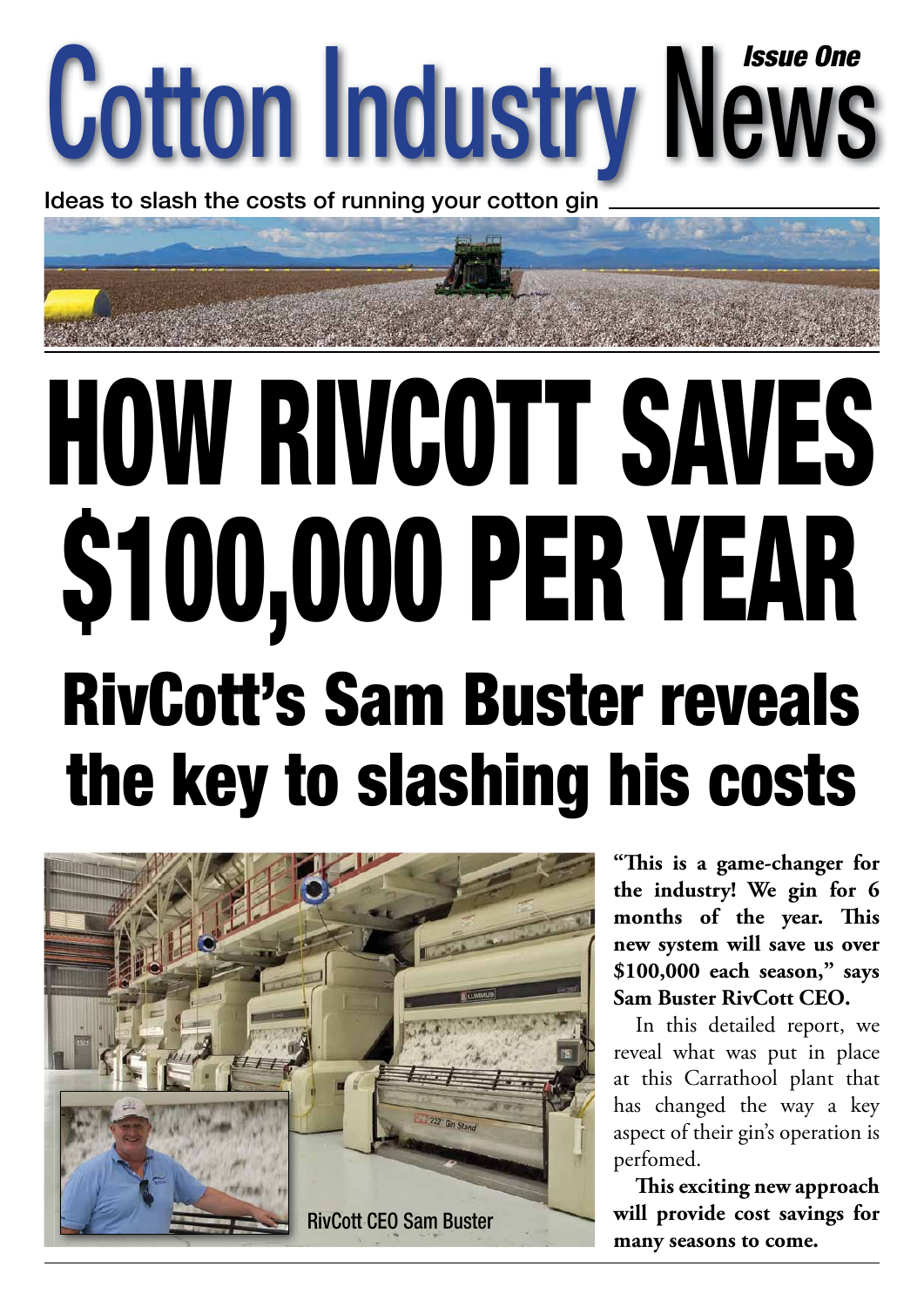# Cotton Industry News

*Issue One*

Ideas to slash the costs of running your cotton gin

# HOW RIVCOTT SAVES $100,000 PER YEAR

## RivCott's Sam Buster reveals the key to slashing his costs

RivCott CEO Sam Buster

**"This is a game-changer for the industry! We gin for 6 months of the year. This new system will save us over $100,000 each season," says Sam Buster RivCott CEO.**

In this detailed report, we reveal what was put in place at this Carrathool plant that has changed the way a key aspect of their gin's operation is perfomed.

**This exciting new approach will provide cost savings for many seasons to come.**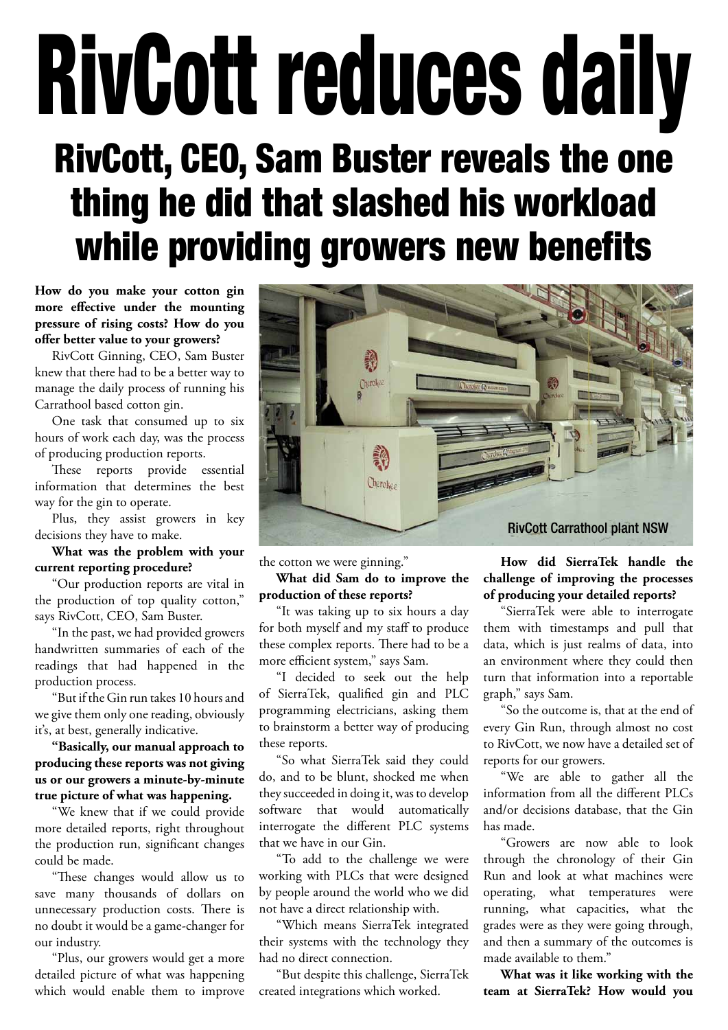# RivCott reduces daily

## RivCott, CEO, Sam Buster reveals the one thing he did that slashed his workload while providing growers new benefits

**How do you make your cotton gin more effective under the mounting pressure of rising costs? How do you offer better value to your growers?**

RivCott Ginning, CEO, Sam Buster knew that there had to be a better way to manage the daily process of running his Carrathool based cotton gin.

One task that consumed up to six hours of work each day, was the process of producing production reports.

These reports provide essential information that determines the best way for the gin to operate.

Plus, they assist growers in key decisions they have to make.

**What was the problem with your current reporting procedure?**

"Our production reports are vital in the production of top quality cotton," says RivCott, CEO, Sam Buster.

"In the past, we had provided growers handwritten summaries of each of the readings that had happened in the production process.

"But if the Gin run takes 10 hours and we give them only one reading, obviously it's, at best, generally indicative.

**"Basically, our manual approach to producing these reports was not giving us or our growers a minute-by-minute true picture of what was happening.**

"We knew that if we could provide more detailed reports, right throughout the production run, significant changes could be made.

"These changes would allow us to save many thousands of dollars on unnecessary production costs. There is no doubt it would be a game-changer for our industry.

"Plus, our growers would get a more detailed picture of what was happening which would enable them to improve the cotton we were ginning."

RivCott Carrathool plant NSW

**What did Sam do to improve the production of these reports?**

"It was taking up to six hours a day for both myself and my staff to produce these complex reports. There had to be a more efficient system," says Sam.

"I decided to seek out the help of SierraTek, qualified gin and PLC programming electricians, asking them to brainstorm a better way of producing these reports.

"So what SierraTek said they could do, and to be blunt, shocked me when they succeeded in doing it, was to develop software that would automatically interrogate the different PLC systems that we have in our Gin.

"To add to the challenge we were working with PLCs that were designed by people around the world who we did not have a direct relationship with.

"Which means SierraTek integrated their systems with the technology they had no direct connection.

"But despite this challenge, SierraTek created integrations which worked.

**How did SierraTek handle the challenge of improving the processes of producing your detailed reports?**

"SierraTek were able to interrogate them with timestamps and pull that data, which is just realms of data, into an environment where they could then turn that information into a reportable graph," says Sam.

"So the outcome is, that at the end of every Gin Run, through almost no cost to RivCott, we now have a detailed set of reports for our growers.

"We are able to gather all the information from all the different PLCs and/or decisions database, that the Gin has made.

"Growers are now able to look through the chronology of their Gin Run and look at what machines were operating, what temperatures were running, what capacities, what the grades were as they were going through, and then a summary of the outcomes is made available to them."

**What was it like working with the team at SierraTek? How would you**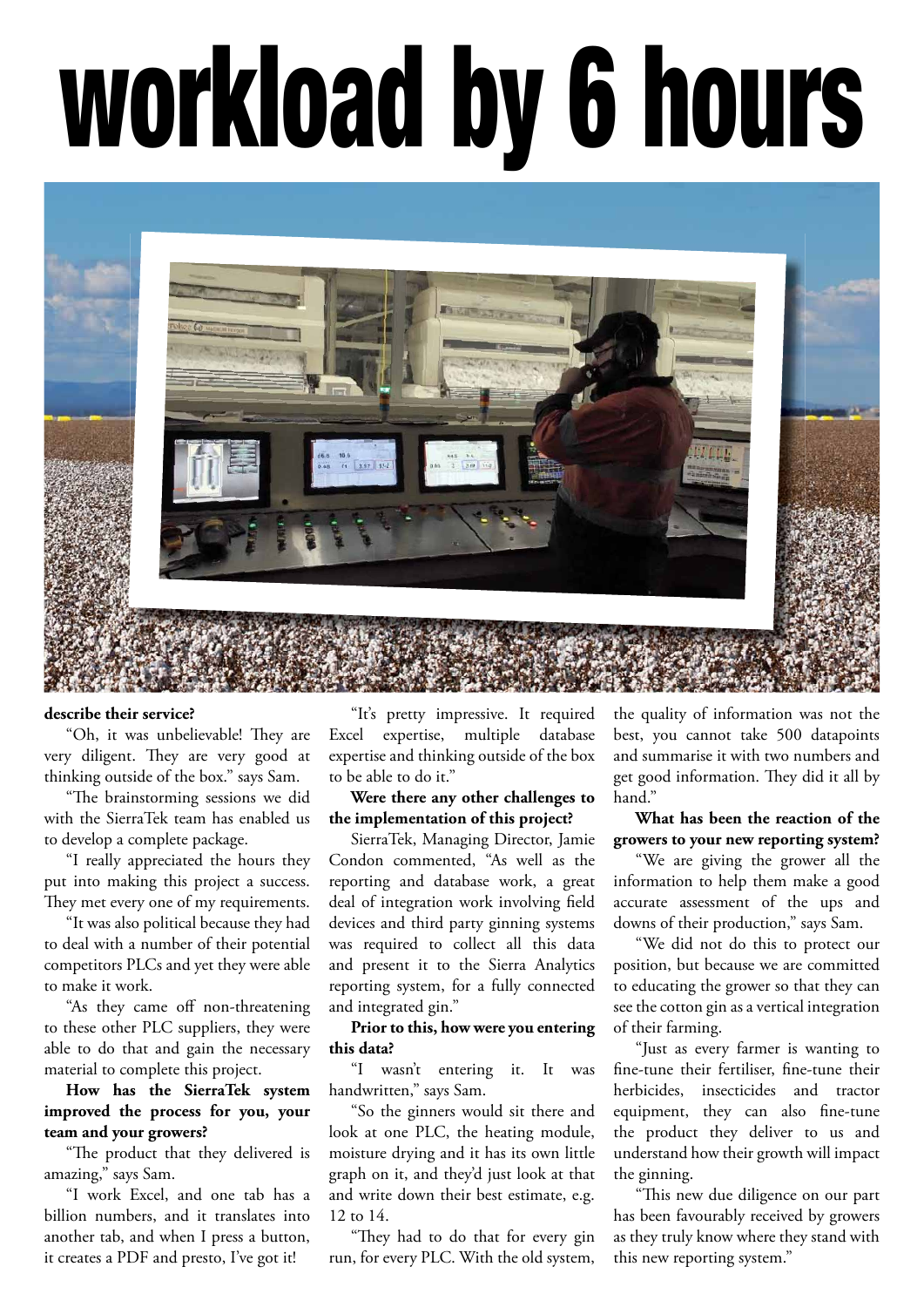# workload by 6 hours

**describe their service?**

"Oh, it was unbelievable! They are very diligent. They are very good at thinking outside of the box." says Sam.

"The brainstorming sessions we did with the SierraTek team has enabled us to develop a complete package.

"I really appreciated the hours they put into making this project a success. They met every one of my requirements.

"It was also political because they had to deal with a number of their potential competitors PLCs and yet they were able to make it work.

"As they came off non-threatening to these other PLC suppliers, they were able to do that and gain the necessary material to complete this project.

**How has the SierraTek system improved the process for you, your team and your growers?**

"The product that they delivered is amazing," says Sam.

"I work Excel, and one tab has a billion numbers, and it translates into another tab, and when I press a button, it creates a PDF and presto, I've got it!

"It's pretty impressive. It required Excel expertise, multiple database expertise and thinking outside of the box to be able to do it."

**Were there any other challenges to the implementation of this project?**

SierraTek, Managing Director, Jamie Condon commented, "As well as the reporting and database work, a great deal of integration work involving field devices and third party ginning systems was required to collect all this data and present it to the Sierra Analytics reporting system, for a fully connected and integrated gin."

**Prior to this, how were you entering this data?**

"I wasn't entering it. It was handwritten," says Sam.

"So the ginners would sit there and look at one PLC, the heating module, moisture drying and it has its own little graph on it, and they'd just look at that and write down their best estimate, e.g. 12 to 14.

"They had to do that for every gin run, for every PLC. With the old system, the quality of information was not the best, you cannot take 500 datapoints and summarise it with two numbers and get good information. They did it all by hand."

**What has been the reaction of the growers to your new reporting system?**

"We are giving the grower all the information to help them make a good accurate assessment of the ups and downs of their production," says Sam.

"We did not do this to protect our position, but because we are committed to educating the grower so that they can see the cotton gin as a vertical integration of their farming.

"Just as every farmer is wanting to fine-tune their fertiliser, fine-tune their herbicides, insecticides and tractor equipment, they can also fine-tune the product they deliver to us and understand how their growth will impact the ginning.

"This new due diligence on our part has been favourably received by growers as they truly know where they stand with this new reporting system."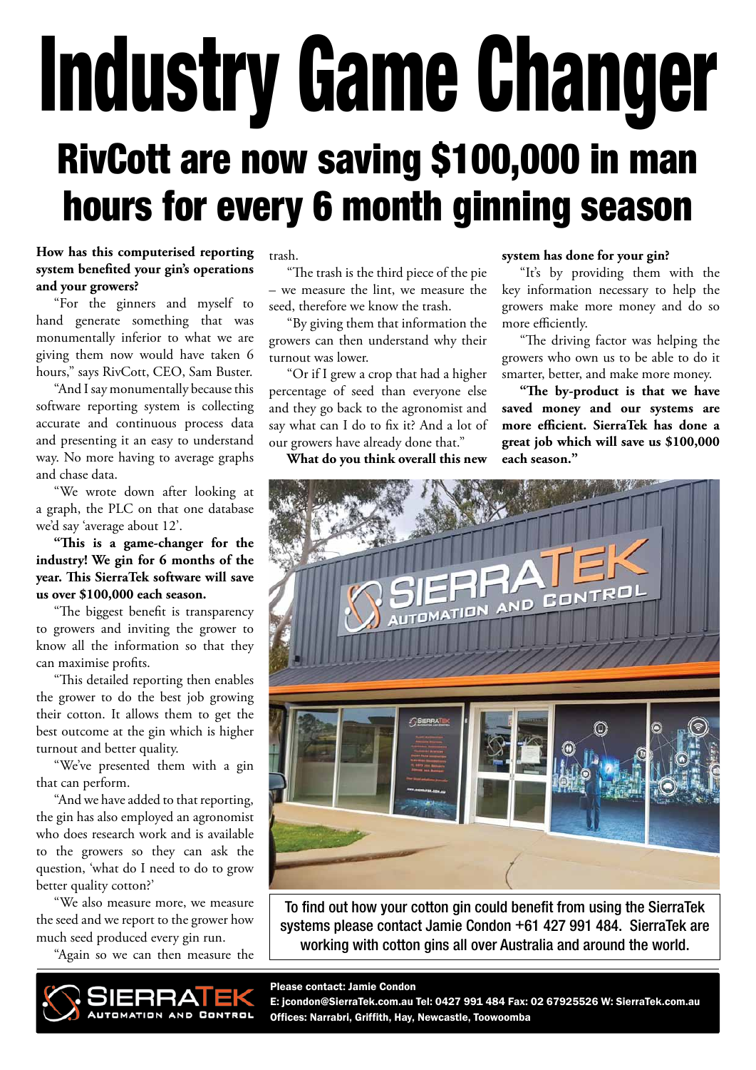# Industry Game Changer

## RivCott are now saving $100,000 in man hours for every 6 month ginning season

**How has this computerised reporting system benefited your gin's operations and your growers?**

"For the ginners and myself to hand generate something that was monumentally inferior to what we are giving them now would have taken 6 hours," says RivCott, CEO, Sam Buster.

"And I say monumentally because this software reporting system is collecting accurate and continuous process data and presenting it an easy to understand way. No more having to average graphs and chase data.

"We wrote down after looking at a graph, the PLC on that one database we'd say 'average about 12'.

**"This is a game-changer for the industry! We gin for 6 months of the year. This SierraTek software will save us over $100,000 each season.**

"The biggest benefit is transparency to growers and inviting the grower to know all the information so that they can maximise profits.

"This detailed reporting then enables the grower to do the best job growing their cotton. It allows them to get the best outcome at the gin which is higher turnout and better quality.

"We've presented them with a gin that can perform.

"And we have added to that reporting, the gin has also employed an agronomist who does research work and is available to the growers so they can ask the question, 'what do I need to do to grow better quality cotton?'

"We also measure more, we measure the seed and we report to the grower how much seed produced every gin run.

"Again so we can then measure the trash.

"The trash is the third piece of the pie – we measure the lint, we measure the seed, therefore we know the trash.

"By giving them that information the growers can then understand why their turnout was lower.

"Or if I grew a crop that had a higher percentage of seed than everyone else and they go back to the agronomist and say what can I do to fix it? And a lot of our growers have already done that."

**What do you think overall this new system has done for your gin?**

"It's by providing them with the key information necessary to help the growers make more money and do so more efficiently.

"The driving factor was helping the growers who own us to be able to do it smarter, better, and make more money.

**"The by-product is that we have saved money and our systems are more efficient. SierraTek has done a great job which will save us $100,000 each season."**

To find out how your cotton gin could benefit from using the SierraTek systems please contact Jamie Condon +61 427 991 484. SierraTek are working with cotton gins all over Australia and around the world.

SIERRATEK Automation and Control

**Please contact: Jamie Condon**
**E: jcondon@SierraTek.com.au Tel: 0427 991 484 Fax: 02 67925526 W: SierraTek.com.au**
**Offices: Narrabri, Griffith, Hay, Newcastle, Toowoomba**